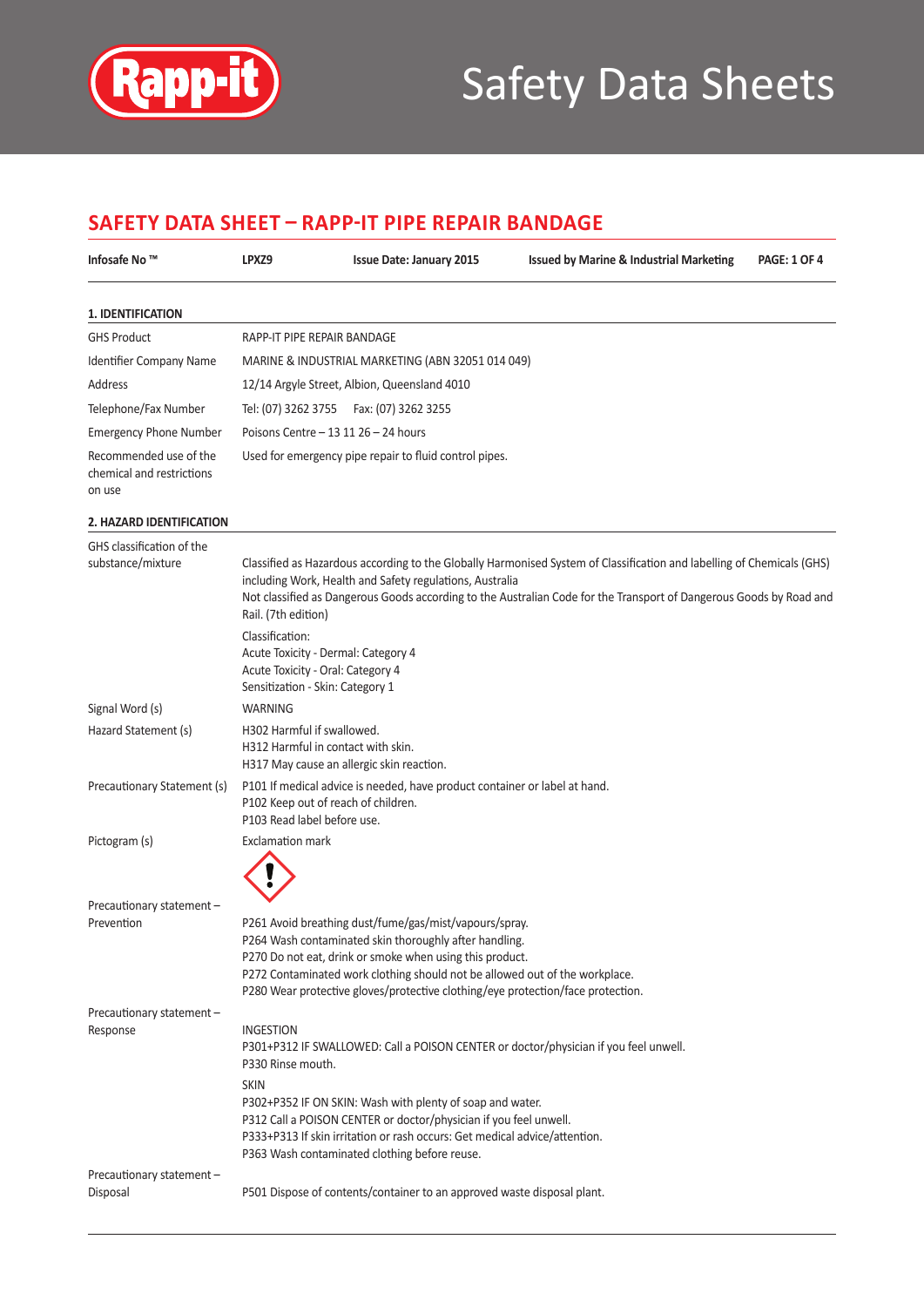# SAFETY DATA SHEET – RAPP-IT PIPE REPAIR BANDAGE

| Infosafe No ™ | LPXZ9 | Issue Date: January 2015 | Issued by Marine & Industrial Marketing |
|---|---|---|---|

## 1. IDENTIFICATION

| | |
|---|---|
| GHS Product | RAPP-IT PIPE REPAIR BANDAGE |
| Identifier Company Name | MARINE & INDUSTRIAL MARKETING (ABN 32051 014 049) |
| Address | 12/14 Argyle Street, Albion, Queensland 4010 |
| Telephone/Fax Number | Tel: (07) 3262 3755 Fax: (07) 3262 3255 |
| Emergency Phone Number | Poisons Centre – 13 11 26 – 24 hours |
| Recommended use of the chemical and restrictions on use | Used for emergency pipe repair to fluid control pipes. |

## 2. HAZARD IDENTIFICATION

| | |
|---|---|
| GHS classification of the substance/mixture | Classified as Hazardous according to the Globally Harmonised System of Classification and labelling of Chemicals (GHS) including Work, Health and Safety regulations, Australia<br>Not classified as Dangerous Goods according to the Australian Code for the Transport of Dangerous Goods by Road and Rail. (7th edition)<br><br>Classification:<br>Acute Toxicity - Dermal: Category 4<br>Acute Toxicity - Oral: Category 4<br>Sensitization - Skin: Category 1 |
| Signal Word (s) | WARNING |
| Hazard Statement (s) | H302 Harmful if swallowed.<br>H312 Harmful in contact with skin.<br>H317 May cause an allergic skin reaction. |
| Precautionary Statement (s) | P101 If medical advice is needed, have product container or label at hand.<br>P102 Keep out of reach of children.<br>P103 Read label before use. |
| Pictogram (s) | Exclamation mark |
| Precautionary statement – Prevention | P261 Avoid breathing dust/fume/gas/mist/vapours/spray.<br>P264 Wash contaminated skin thoroughly after handling.<br>P270 Do not eat, drink or smoke when using this product.<br>P272 Contaminated work clothing should not be allowed out of the workplace.<br>P280 Wear protective gloves/protective clothing/eye protection/face protection. |
| Precautionary statement – Response | INGESTION<br>P301+P312 IF SWALLOWED: Call a POISON CENTER or doctor/physician if you feel unwell.<br>P330 Rinse mouth.<br><br>SKIN<br>P302+P352 IF ON SKIN: Wash with plenty of soap and water.<br>P312 Call a POISON CENTER or doctor/physician if you feel unwell.<br>P333+P313 If skin irritation or rash occurs: Get medical advice/attention.<br>P363 Wash contaminated clothing before reuse. |
| Precautionary statement – Disposal | P501 Dispose of contents/container to an approved waste disposal plant. |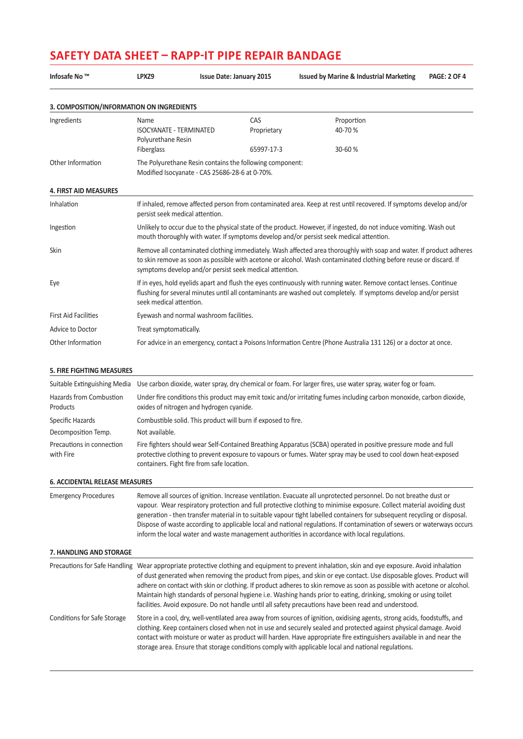# SAFETY DATA SHEET – RAPP-IT PIPE REPAIR BANDAGE

| Infosafe No ™ | LPXZ9 | Issue Date: January 2015 | Issued by Marine & Industrial Marketing |
|---|---|---|---|

## 3. COMPOSITION/INFORMATION ON INGREDIENTS

**Ingredients**

| Name | CAS | Proportion |
|---|---|---|
| ISOCYANATE - TERMINATED Polyurethane Resin | Proprietary | 40-70 % |
| Fiberglass | 65997-17-3 | 30-60 % |

**Other Information:** The Polyurethane Resin contains the following component: Modified Isocyanate - CAS 25686-28-6 at 0-70%.

## 4. FIRST AID MEASURES

| | |
|---|---|
| Inhalation | If inhaled, remove affected person from contaminated area. Keep at rest until recovered. If symptoms develop and/or persist seek medical attention. |
| Ingestion | Unlikely to occur due to the physical state of the product. However, if ingested, do not induce vomiting. Wash out mouth thoroughly with water. If symptoms develop and/or persist seek medical attention. |
| Skin | Remove all contaminated clothing immediately. Wash affected area thoroughly with soap and water. If product adheres to skin remove as soon as possible with acetone or alcohol. Wash contaminated clothing before reuse or discard. If symptoms develop and/or persist seek medical attention. |
| Eye | If in eyes, hold eyelids apart and flush the eyes continuously with running water. Remove contact lenses. Continue flushing for several minutes until all contaminants are washed out completely. If symptoms develop and/or persist seek medical attention. |
| First Aid Facilities | Eyewash and normal washroom facilities. |
| Advice to Doctor | Treat symptomatically. |
| Other Information | For advice in an emergency, contact a Poisons Information Centre (Phone Australia 131 126) or a doctor at once. |

## 5. FIRE FIGHTING MEASURES

| | |
|---|---|
| Suitable Extinguishing Media | Use carbon dioxide, water spray, dry chemical or foam. For larger fires, use water spray, water fog or foam. |
| Hazards from Combustion Products | Under fire conditions this product may emit toxic and/or irritating fumes including carbon monoxide, carbon dioxide, oxides of nitrogen and hydrogen cyanide. |
| Specific Hazards | Combustible solid. This product will burn if exposed to fire. |
| Decomposition Temp. | Not available. |
| Precautions in connection with Fire | Fire fighters should wear Self-Contained Breathing Apparatus (SCBA) operated in positive pressure mode and full protective clothing to prevent exposure to vapours or fumes. Water spray may be used to cool down heat-exposed containers. Fight fire from safe location. |

## 6. ACCIDENTAL RELEASE MEASURES

| | |
|---|---|
| Emergency Procedures | Remove all sources of ignition. Increase ventilation. Evacuate all unprotected personnel. Do not breathe dust or vapour. Wear respiratory protection and full protective clothing to minimise exposure. Collect material avoiding dust generation - then transfer material in to suitable vapour tight labelled containers for subsequent recycling or disposal. Dispose of waste according to applicable local and national regulations. If contamination of sewers or waterways occurs inform the local water and waste management authorities in accordance with local regulations. |

## 7. HANDLING AND STORAGE

| | |
|---|---|
| Precautions for Safe Handling | Wear appropriate protective clothing and equipment to prevent inhalation, skin and eye exposure. Avoid inhalation of dust generated when removing the product from pipes, and skin or eye contact. Use disposable gloves. Product will adhere on contact with skin or clothing. If product adheres to skin remove as soon as possible with acetone or alcohol. Maintain high standards of personal hygiene i.e. Washing hands prior to eating, drinking, smoking or using toilet facilities. Avoid exposure. Do not handle until all safety precautions have been read and understood. |
| Conditions for Safe Storage | Store in a cool, dry, well-ventilated area away from sources of ignition, oxidising agents, strong acids, foodstuffs, and clothing. Keep containers closed when not in use and securely sealed and protected against physical damage. Avoid contact with moisture or water as product will harden. Have appropriate fire extinguishers available in and near the storage area. Ensure that storage conditions comply with applicable local and national regulations. |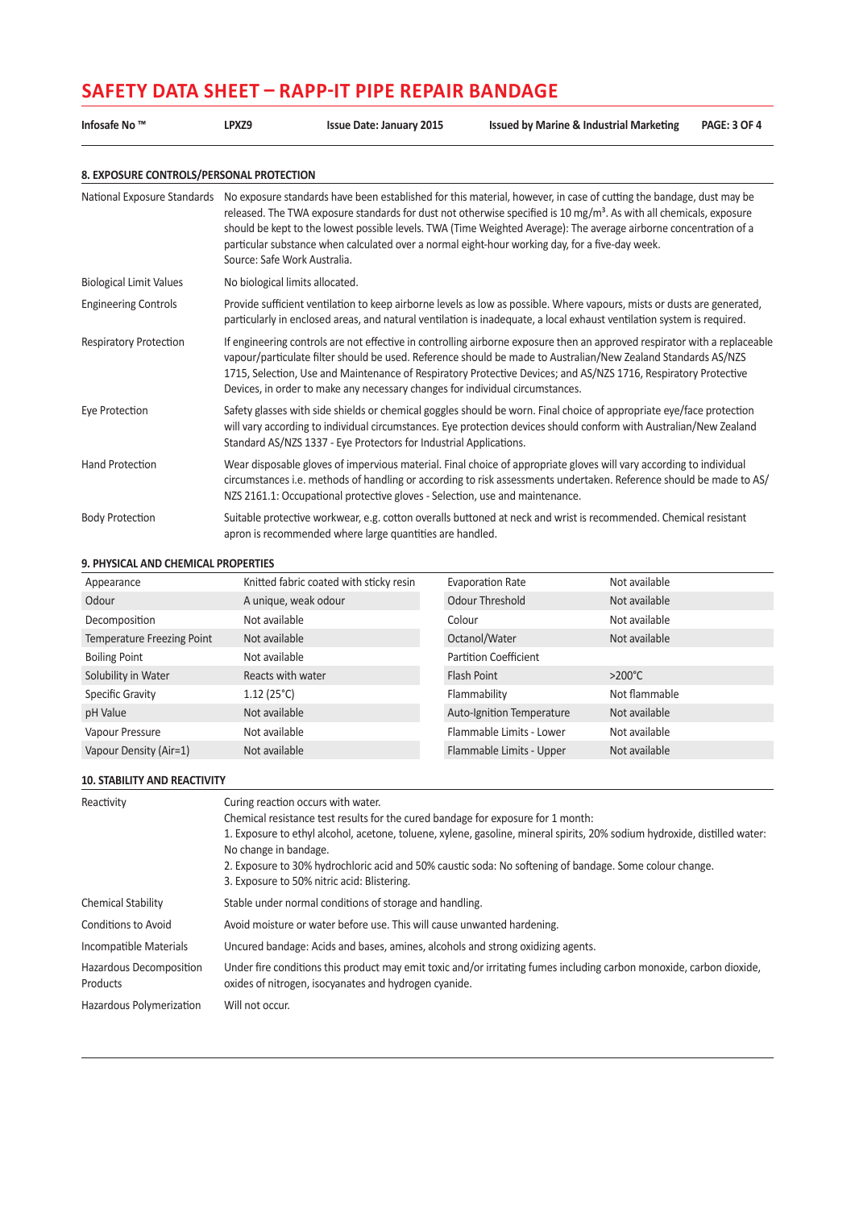# SAFETY DATA SHEET – RAPP-IT PIPE REPAIR BANDAGE

| Infosafe No ™ | LPXZ9 | Issue Date: January 2015 | Issued by Marine & Industrial Marketing |
|---|---|---|---|

## 8. EXPOSURE CONTROLS/PERSONAL PROTECTION

| | |
|---|---|
| National Exposure Standards | No exposure standards have been established for this material, however, in case of cutting the bandage, dust may be released. The TWA exposure standards for dust not otherwise specified is 10 mg/m³. As with all chemicals, exposure should be kept to the lowest possible levels. TWA (Time Weighted Average): The average airborne concentration of a particular substance when calculated over a normal eight-hour working day, for a five-day week. Source: Safe Work Australia. |
| Biological Limit Values | No biological limits allocated. |
| Engineering Controls | Provide sufficient ventilation to keep airborne levels as low as possible. Where vapours, mists or dusts are generated, particularly in enclosed areas, and natural ventilation is inadequate, a local exhaust ventilation system is required. |
| Respiratory Protection | If engineering controls are not effective in controlling airborne exposure then an approved respirator with a replaceable vapour/particulate filter should be used. Reference should be made to Australian/New Zealand Standards AS/NZS 1715, Selection, Use and Maintenance of Respiratory Protective Devices; and AS/NZS 1716, Respiratory Protective Devices, in order to make any necessary changes for individual circumstances. |
| Eye Protection | Safety glasses with side shields or chemical goggles should be worn. Final choice of appropriate eye/face protection will vary according to individual circumstances. Eye protection devices should conform with Australian/New Zealand Standard AS/NZS 1337 - Eye Protectors for Industrial Applications. |
| Hand Protection | Wear disposable gloves of impervious material. Final choice of appropriate gloves will vary according to individual circumstances i.e. methods of handling or according to risk assessments undertaken. Reference should be made to AS/NZS 2161.1: Occupational protective gloves - Selection, use and maintenance. |
| Body Protection | Suitable protective workwear, e.g. cotton overalls buttoned at neck and wrist is recommended. Chemical resistant apron is recommended where large quantities are handled. |

## 9. PHYSICAL AND CHEMICAL PROPERTIES

| | | | |
|---|---|---|---|
| Appearance | Knitted fabric coated with sticky resin | Evaporation Rate | Not available |
| Odour | A unique, weak odour | Odour Threshold | Not available |
| Decomposition | Not available | Colour | Not available |
| Temperature Freezing Point | Not available | Octanol/Water | Not available |
| Boiling Point | Not available | Partition Coefficient | |
| Solubility in Water | Reacts with water | Flash Point | >200°C |
| Specific Gravity | 1.12 (25°C) | Flammability | Not flammable |
| pH Value | Not available | Auto-Ignition Temperature | Not available |
| Vapour Pressure | Not available | Flammable Limits - Lower | Not available |
| Vapour Density (Air=1) | Not available | Flammable Limits - Upper | Not available |

## 10. STABILITY AND REACTIVITY

| | |
|---|---|
| Reactivity | Curing reaction occurs with water.<br>Chemical resistance test results for the cured bandage for exposure for 1 month:<br>1. Exposure to ethyl alcohol, acetone, toluene, xylene, gasoline, mineral spirits, 20% sodium hydroxide, distilled water: No change in bandage.<br>2. Exposure to 30% hydrochloric acid and 50% caustic soda: No softening of bandage. Some colour change.<br>3. Exposure to 50% nitric acid: Blistering. |
| Chemical Stability | Stable under normal conditions of storage and handling. |
| Conditions to Avoid | Avoid moisture or water before use. This will cause unwanted hardening. |
| Incompatible Materials | Uncured bandage: Acids and bases, amines, alcohols and strong oxidizing agents. |
| Hazardous Decomposition Products | Under fire conditions this product may emit toxic and/or irritating fumes including carbon monoxide, carbon dioxide, oxides of nitrogen, isocyanates and hydrogen cyanide. |
| Hazardous Polymerization | Will not occur. |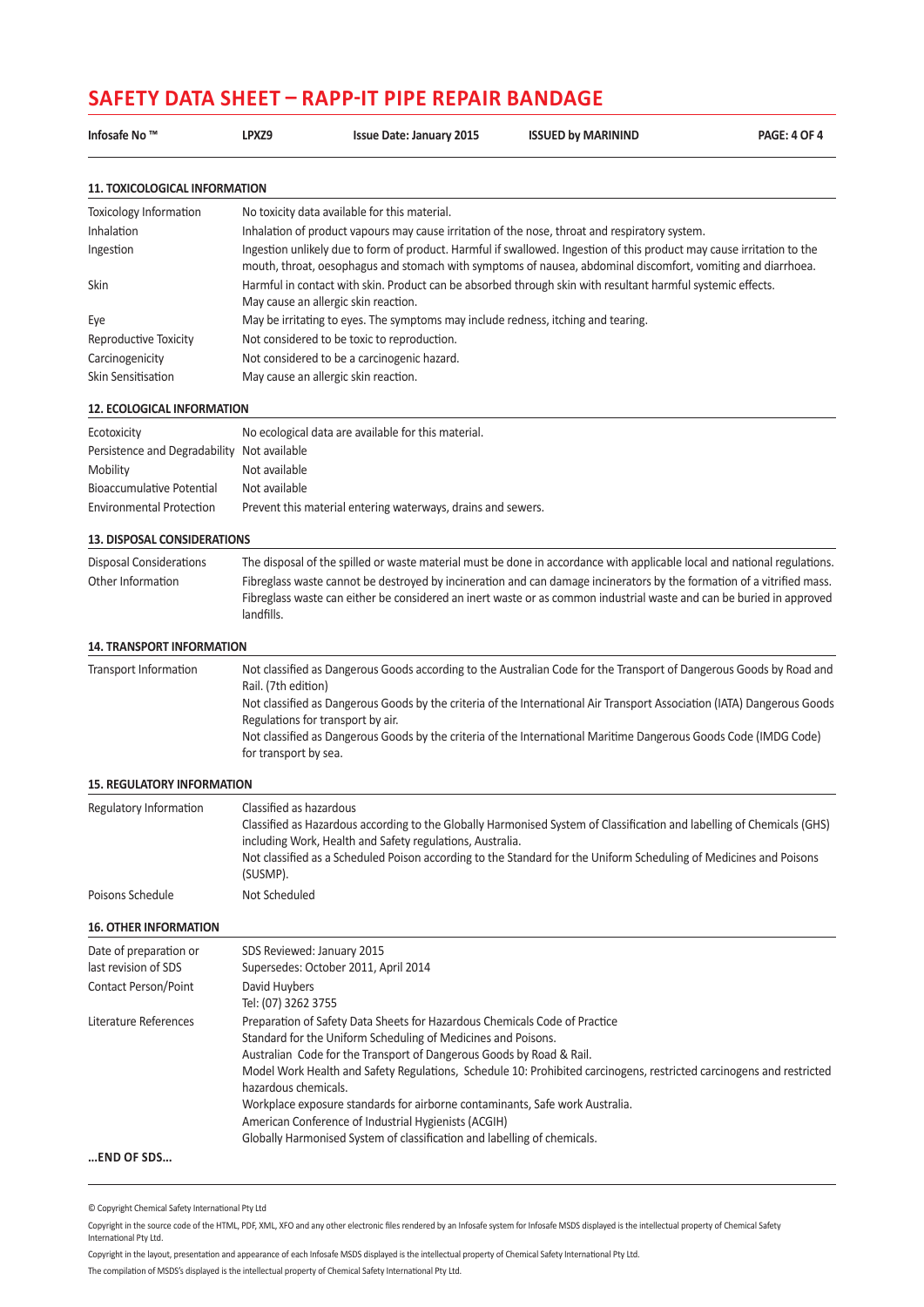# SAFETY DATA SHEET – RAPP-IT PIPE REPAIR BANDAGE

| Infosafe No ™ | LPXZ9 | Issue Date: January 2015 | ISSUED by MARININD |
|---|---|---|---|

## 11. TOXICOLOGICAL INFORMATION

| | |
|---|---|
| Toxicology Information | No toxicity data available for this material. |
| Inhalation | Inhalation of product vapours may cause irritation of the nose, throat and respiratory system. |
| Ingestion | Ingestion unlikely due to form of product. Harmful if swallowed. Ingestion of this product may cause irritation to the mouth, throat, oesophagus and stomach with symptoms of nausea, abdominal discomfort, vomiting and diarrhoea. |
| Skin | Harmful in contact with skin. Product can be absorbed through skin with resultant harmful systemic effects. May cause an allergic skin reaction. |
| Eye | May be irritating to eyes. The symptoms may include redness, itching and tearing. |
| Reproductive Toxicity | Not considered to be toxic to reproduction. |
| Carcinogenicity | Not considered to be a carcinogenic hazard. |
| Skin Sensitisation | May cause an allergic skin reaction. |

## 12. ECOLOGICAL INFORMATION

| | |
|---|---|
| Ecotoxicity | No ecological data are available for this material. |
| Persistence and Degradability | Not available |
| Mobility | Not available |
| Bioaccumulative Potential | Not available |
| Environmental Protection | Prevent this material entering waterways, drains and sewers. |

## 13. DISPOSAL CONSIDERATIONS

| | |
|---|---|
| Disposal Considerations | The disposal of the spilled or waste material must be done in accordance with applicable local and national regulations. |
| Other Information | Fibreglass waste cannot be destroyed by incineration and can damage incinerators by the formation of a vitrified mass. Fibreglass waste can either be considered an inert waste or as common industrial waste and can be buried in approved landfills. |

## 14. TRANSPORT INFORMATION

| | |
|---|---|
| Transport Information | Not classified as Dangerous Goods according to the Australian Code for the Transport of Dangerous Goods by Road and Rail. (7th edition)<br>Not classified as Dangerous Goods by the criteria of the International Air Transport Association (IATA) Dangerous Goods Regulations for transport by air.<br>Not classified as Dangerous Goods by the criteria of the International Maritime Dangerous Goods Code (IMDG Code) for transport by sea. |

## 15. REGULATORY INFORMATION

| | |
|---|---|
| Regulatory Information | Classified as hazardous<br>Classified as Hazardous according to the Globally Harmonised System of Classification and labelling of Chemicals (GHS) including Work, Health and Safety regulations, Australia.<br>Not classified as a Scheduled Poison according to the Standard for the Uniform Scheduling of Medicines and Poisons (SUSMP). |
| Poisons Schedule | Not Scheduled |

## 16. OTHER INFORMATION

| | |
|---|---|
| Date of preparation or last revision of SDS | SDS Reviewed: January 2015<br>Supersedes: October 2011, April 2014 |
| Contact Person/Point | David Huybers<br>Tel: (07) 3262 3755 |
| Literature References | Preparation of Safety Data Sheets for Hazardous Chemicals Code of Practice<br>Standard for the Uniform Scheduling of Medicines and Poisons.<br>Australian Code for the Transport of Dangerous Goods by Road & Rail.<br>Model Work Health and Safety Regulations, Schedule 10: Prohibited carcinogens, restricted carcinogens and restricted hazardous chemicals.<br>Workplace exposure standards for airborne contaminants, Safe work Australia.<br>American Conference of Industrial Hygienists (ACGIH)<br>Globally Harmonised System of classification and labelling of chemicals. |

**...END OF SDS...**

© Copyright Chemical Safety International Pty Ltd

Copyright in the source code of the HTML, PDF, XML, XFO and any other electronic files rendered by an Infosafe system for Infosafe MSDS displayed is the intellectual property of Chemical Safety International Pty Ltd.

Copyright in the layout, presentation and appearance of each Infosafe MSDS displayed is the intellectual property of Chemical Safety International Pty Ltd.

The compilation of MSDS's displayed is the intellectual property of Chemical Safety International Pty Ltd.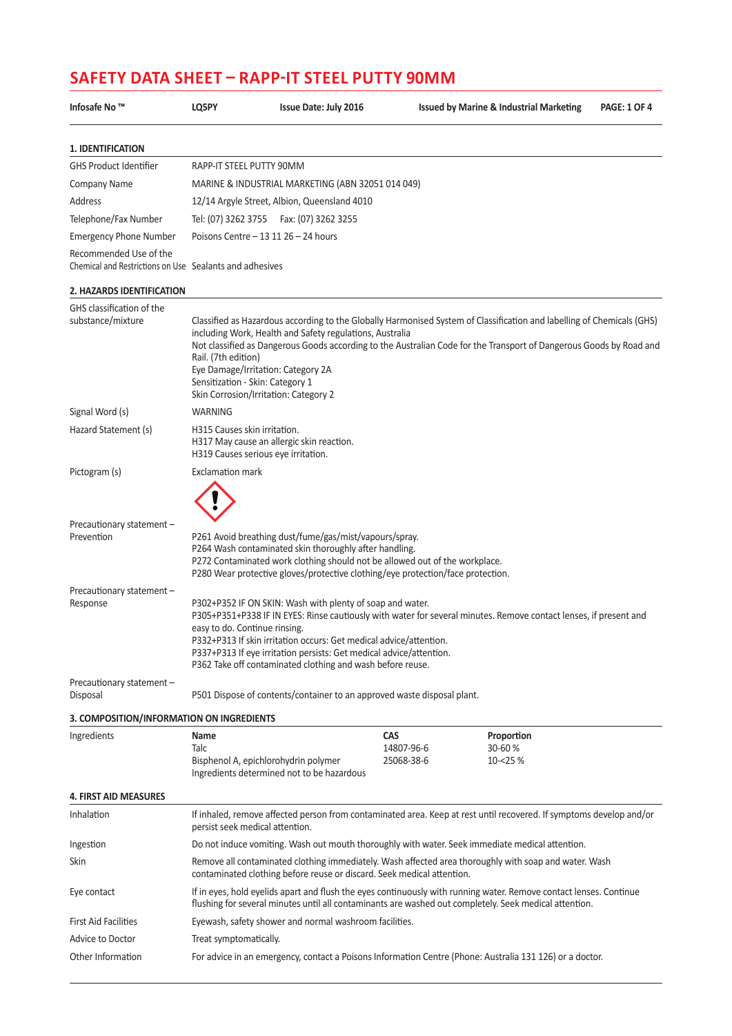# SAFETY DATA SHEET – RAPP-IT STEEL PUTTY 90MM

| Infosafe No ™ | LQ5PY | Issue Date: July 2016 | Issued by Marine & Industrial Marketing |
|---|---|---|---|

## 1. IDENTIFICATION

| | |
|---|---|
| GHS Product Identifier | RAPP-IT STEEL PUTTY 90MM |
| Company Name | MARINE & INDUSTRIAL MARKETING (ABN 32051 014 049) |
| Address | 12/14 Argyle Street, Albion, Queensland 4010 |
| Telephone/Fax Number | Tel: (07) 3262 3755 Fax: (07) 3262 3255 |
| Emergency Phone Number | Poisons Centre – 13 11 26 – 24 hours |
| Recommended Use of the Chemical and Restrictions on Use | Sealants and adhesives |

## 2. HAZARDS IDENTIFICATION

| | |
|---|---|
| GHS classification of the substance/mixture | Classified as Hazardous according to the Globally Harmonised System of Classification and labelling of Chemicals (GHS) including Work, Health and Safety regulations, Australia<br>Not classified as Dangerous Goods according to the Australian Code for the Transport of Dangerous Goods by Road and Rail. (7th edition)<br>Eye Damage/Irritation: Category 2A<br>Sensitization - Skin: Category 1<br>Skin Corrosion/Irritation: Category 2 |
| Signal Word (s) | WARNING |
| Hazard Statement (s) | H315 Causes skin irritation.<br>H317 May cause an allergic skin reaction.<br>H319 Causes serious eye irritation. |
| Pictogram (s) | Exclamation mark |
| Precautionary statement – Prevention | P261 Avoid breathing dust/fume/gas/mist/vapours/spray.<br>P264 Wash contaminated skin thoroughly after handling.<br>P272 Contaminated work clothing should not be allowed out of the workplace.<br>P280 Wear protective gloves/protective clothing/eye protection/face protection. |
| Precautionary statement – Response | P302+P352 IF ON SKIN: Wash with plenty of soap and water.<br>P305+P351+P338 IF IN EYES: Rinse cautiously with water for several minutes. Remove contact lenses, if present and easy to do. Continue rinsing.<br>P332+P313 If skin irritation occurs: Get medical advice/attention.<br>P337+P313 If eye irritation persists: Get medical advice/attention.<br>P362 Take off contaminated clothing and wash before reuse. |
| Precautionary statement – Disposal | P501 Dispose of contents/container to an approved waste disposal plant. |

## 3. COMPOSITION/INFORMATION ON INGREDIENTS

| Ingredients | Name | CAS | Proportion |
|---|---|---|---|
| | Talc | 14807-96-6 | 30-60 % |
| | Bisphenol A, epichlorohydrin polymer | 25068-38-6 | 10-<25 % |
| | Ingredients determined not to be hazardous | | |

## 4. FIRST AID MEASURES

| | |
|---|---|
| Inhalation | If inhaled, remove affected person from contaminated area. Keep at rest until recovered. If symptoms develop and/or persist seek medical attention. |
| Ingestion | Do not induce vomiting. Wash out mouth thoroughly with water. Seek immediate medical attention. |
| Skin | Remove all contaminated clothing immediately. Wash affected area thoroughly with soap and water. Wash contaminated clothing before reuse or discard. Seek medical attention. |
| Eye contact | If in eyes, hold eyelids apart and flush the eyes continuously with running water. Remove contact lenses. Continue flushing for several minutes until all contaminants are washed out completely. Seek medical attention. |
| First Aid Facilities | Eyewash, safety shower and normal washroom facilities. |
| Advice to Doctor | Treat symptomatically. |
| Other Information | For advice in an emergency, contact a Poisons Information Centre (Phone: Australia 131 126) or a doctor. |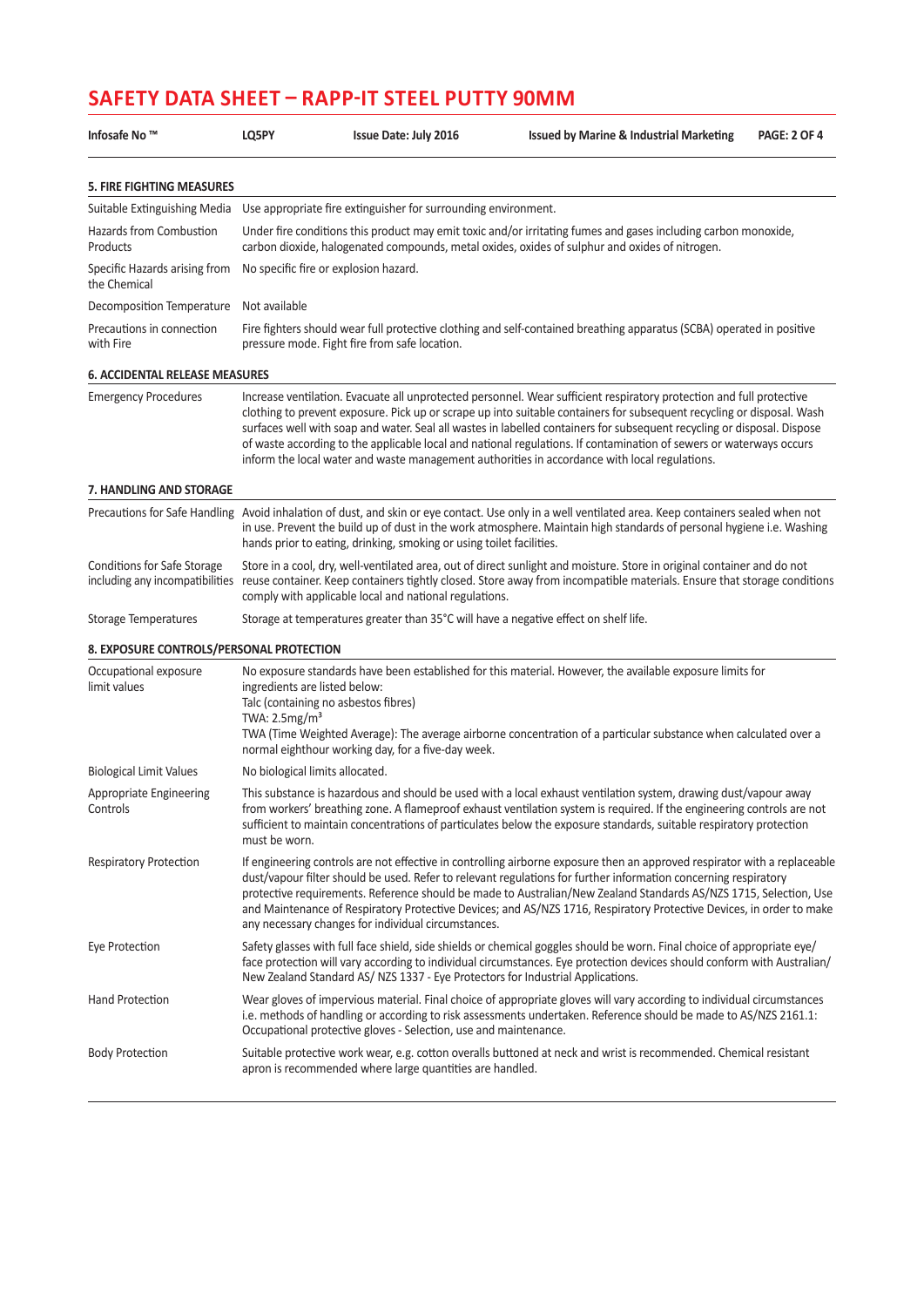# SAFETY DATA SHEET – RAPP-IT STEEL PUTTY 90MM

| Infosafe No ™ | LQ5PY | Issue Date: July 2016 | Issued by Marine & Industrial Marketing |
|---|---|---|---|

## 5. FIRE FIGHTING MEASURES

| | |
|---|---|
| Suitable Extinguishing Media | Use appropriate fire extinguisher for surrounding environment. |
| Hazards from Combustion Products | Under fire conditions this product may emit toxic and/or irritating fumes and gases including carbon monoxide, carbon dioxide, halogenated compounds, metal oxides, oxides of sulphur and oxides of nitrogen. |
| Specific Hazards arising from the Chemical | No specific fire or explosion hazard. |
| Decomposition Temperature | Not available |
| Precautions in connection with Fire | Fire fighters should wear full protective clothing and self-contained breathing apparatus (SCBA) operated in positive pressure mode. Fight fire from safe location. |

## 6. ACCIDENTAL RELEASE MEASURES

| | |
|---|---|
| Emergency Procedures | Increase ventilation. Evacuate all unprotected personnel. Wear sufficient respiratory protection and full protective clothing to prevent exposure. Pick up or scrape up into suitable containers for subsequent recycling or disposal. Wash surfaces well with soap and water. Seal all wastes in labelled containers for subsequent recycling or disposal. Dispose of waste according to the applicable local and national regulations. If contamination of sewers or waterways occurs inform the local water and waste management authorities in accordance with local regulations. |

## 7. HANDLING AND STORAGE

| | |
|---|---|
| Precautions for Safe Handling | Avoid inhalation of dust, and skin or eye contact. Use only in a well ventilated area. Keep containers sealed when not in use. Prevent the build up of dust in the work atmosphere. Maintain high standards of personal hygiene i.e. Washing hands prior to eating, drinking, smoking or using toilet facilities. |
| Conditions for Safe Storage including any incompatibilities | Store in a cool, dry, well-ventilated area, out of direct sunlight and moisture. Store in original container and do not reuse container. Keep containers tightly closed. Store away from incompatible materials. Ensure that storage conditions comply with applicable local and national regulations. |
| Storage Temperatures | Storage at temperatures greater than 35°C will have a negative effect on shelf life. |

## 8. EXPOSURE CONTROLS/PERSONAL PROTECTION

| | |
|---|---|
| Occupational exposure limit values | No exposure standards have been established for this material. However, the available exposure limits for ingredients are listed below:<br>Talc (containing no asbestos fibres)<br>TWA: 2.5mg/m³<br>TWA (Time Weighted Average): The average airborne concentration of a particular substance when calculated over a normal eighthour working day, for a five-day week. |
| Biological Limit Values | No biological limits allocated. |
| Appropriate Engineering Controls | This substance is hazardous and should be used with a local exhaust ventilation system, drawing dust/vapour away from workers' breathing zone. A flameproof exhaust ventilation system is required. If the engineering controls are not sufficient to maintain concentrations of particulates below the exposure standards, suitable respiratory protection must be worn. |
| Respiratory Protection | If engineering controls are not effective in controlling airborne exposure then an approved respirator with a replaceable dust/vapour filter should be used. Refer to relevant regulations for further information concerning respiratory protective requirements. Reference should be made to Australian/New Zealand Standards AS/NZS 1715, Selection, Use and Maintenance of Respiratory Protective Devices; and AS/NZS 1716, Respiratory Protective Devices, in order to make any necessary changes for individual circumstances. |
| Eye Protection | Safety glasses with full face shield, side shields or chemical goggles should be worn. Final choice of appropriate eye/face protection will vary according to individual circumstances. Eye protection devices should conform with Australian/New Zealand Standard AS/ NZS 1337 - Eye Protectors for Industrial Applications. |
| Hand Protection | Wear gloves of impervious material. Final choice of appropriate gloves will vary according to individual circumstances i.e. methods of handling or according to risk assessments undertaken. Reference should be made to AS/NZS 2161.1: Occupational protective gloves - Selection, use and maintenance. |
| Body Protection | Suitable protective work wear, e.g. cotton overalls buttoned at neck and wrist is recommended. Chemical resistant apron is recommended where large quantities are handled. |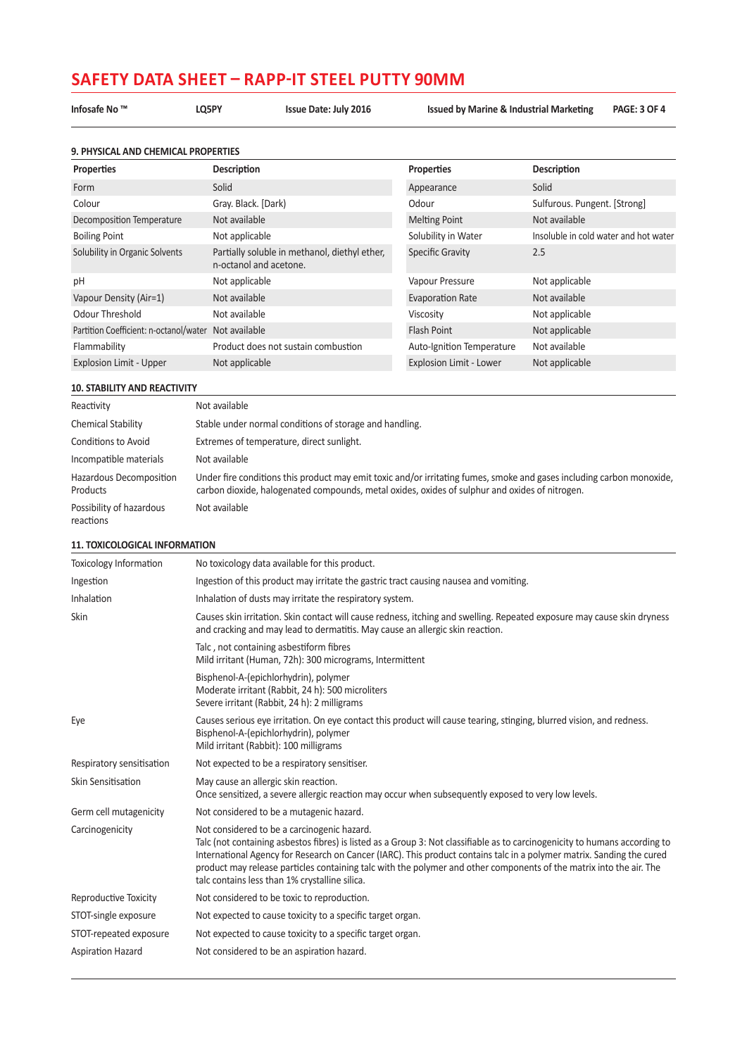# SAFETY DATA SHEET – RAPP-IT STEEL PUTTY 90MM

| Infosafe No ™ | LQ5PY | Issue Date: July 2016 | Issued by Marine & Industrial Marketing |
|---|---|---|---|

## 9. PHYSICAL AND CHEMICAL PROPERTIES

| Properties | Description | Properties | Description |
|---|---|---|---|
| Form | Solid | Appearance | Solid |
| Colour | Gray. Black. [Dark) | Odour | Sulfurous. Pungent. [Strong] |
| Decomposition Temperature | Not available | Melting Point | Not available |
| Boiling Point | Not applicable | Solubility in Water | Insoluble in cold water and hot water |
| Solubility in Organic Solvents | Partially soluble in methanol, diethyl ether, n-octanol and acetone. | Specific Gravity | 2.5 |
| pH | Not applicable | Vapour Pressure | Not applicable |
| Vapour Density (Air=1) | Not available | Evaporation Rate | Not available |
| Odour Threshold | Not available | Viscosity | Not applicable |
| Partition Coefficient: n-octanol/water | Not available | Flash Point | Not applicable |
| Flammability | Product does not sustain combustion | Auto-Ignition Temperature | Not available |
| Explosion Limit - Upper | Not applicable | Explosion Limit - Lower | Not applicable |

## 10. STABILITY AND REACTIVITY

| | |
|---|---|
| Reactivity | Not available |
| Chemical Stability | Stable under normal conditions of storage and handling. |
| Conditions to Avoid | Extremes of temperature, direct sunlight. |
| Incompatible materials | Not available |
| Hazardous Decomposition Products | Under fire conditions this product may emit toxic and/or irritating fumes, smoke and gases including carbon monoxide, carbon dioxide, halogenated compounds, metal oxides, oxides of sulphur and oxides of nitrogen. |
| Possibility of hazardous reactions | Not available |

## 11. TOXICOLOGICAL INFORMATION

| | |
|---|---|
| Toxicology Information | No toxicology data available for this product. |
| Ingestion | Ingestion of this product may irritate the gastric tract causing nausea and vomiting. |
| Inhalation | Inhalation of dusts may irritate the respiratory system. |
| Skin | Causes skin irritation. Skin contact will cause redness, itching and swelling. Repeated exposure may cause skin dryness and cracking and may lead to dermatitis. May cause an allergic skin reaction.<br><br>Talc , not containing asbestiform fibres<br>Mild irritant (Human, 72h): 300 micrograms, Intermittent<br><br>Bisphenol-A-(epichlorhydrin), polymer<br>Moderate irritant (Rabbit, 24 h): 500 microliters<br>Severe irritant (Rabbit, 24 h): 2 milligrams |
| Eye | Causes serious eye irritation. On eye contact this product will cause tearing, stinging, blurred vision, and redness.<br>Bisphenol-A-(epichlorhydrin), polymer<br>Mild irritant (Rabbit): 100 milligrams |
| Respiratory sensitisation | Not expected to be a respiratory sensitiser. |
| Skin Sensitisation | May cause an allergic skin reaction.<br>Once sensitized, a severe allergic reaction may occur when subsequently exposed to very low levels. |
| Germ cell mutagenicity | Not considered to be a mutagenic hazard. |
| Carcinogenicity | Not considered to be a carcinogenic hazard.<br>Talc (not containing asbestos fibres) is listed as a Group 3: Not classifiable as to carcinogenicity to humans according to International Agency for Research on Cancer (IARC). This product contains talc in a polymer matrix. Sanding the cured product may release particles containing talc with the polymer and other components of the matrix into the air. The talc contains less than 1% crystalline silica. |
| Reproductive Toxicity | Not considered to be toxic to reproduction. |
| STOT-single exposure | Not expected to cause toxicity to a specific target organ. |
| STOT-repeated exposure | Not expected to cause toxicity to a specific target organ. |
| Aspiration Hazard | Not considered to be an aspiration hazard. |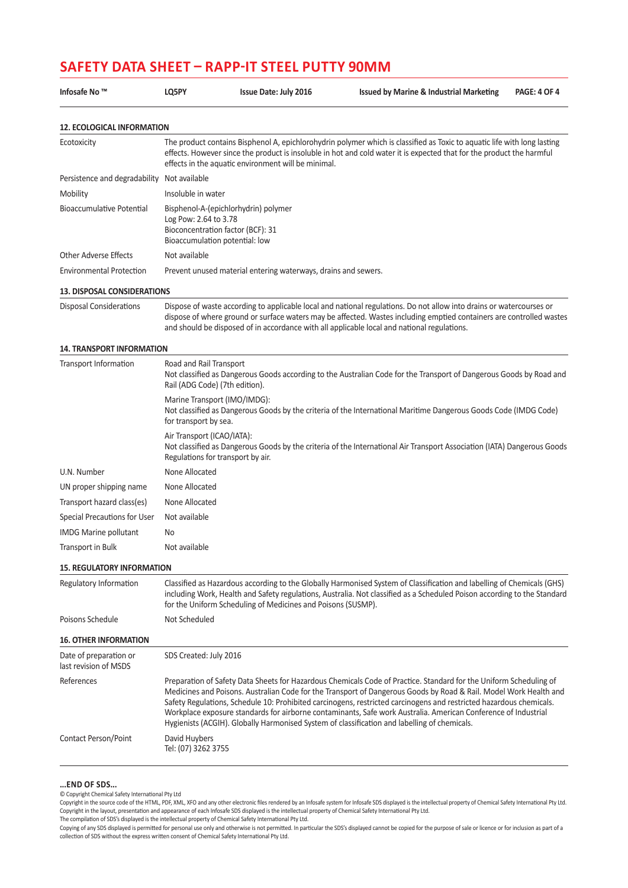## 12. ECOLOGICAL INFORMATION

| | |
|---|---|
| Ecotoxicity | The product contains Bisphenol A, epichlorohydrin polymer which is classified as Toxic to aquatic life with long lasting effects. However since the product is insoluble in hot and cold water it is expected that for the product the harmful effects in the aquatic environment will be minimal. |
| Persistence and degradability | Not available |
| Mobility | Insoluble in water |
| Bioaccumulative Potential | Bisphenol-A-(epichlorhydrin) polymer<br>Log Pow: 2.64 to 3.78<br>Bioconcentration factor (BCF): 31<br>Bioaccumulation potential: low |
| Other Adverse Effects | Not available |
| Environmental Protection | Prevent unused material entering waterways, drains and sewers. |

## 13. DISPOSAL CONSIDERATIONS

| | |
|---|---|
| Disposal Considerations | Dispose of waste according to applicable local and national regulations. Do not allow into drains or watercourses or dispose of where ground or surface waters may be affected. Wastes including emptied containers are controlled wastes and should be disposed of in accordance with all applicable local and national regulations. |

## 14. TRANSPORT INFORMATION

| | |
|---|---|
| Transport Information | Road and Rail Transport<br>Not classified as Dangerous Goods according to the Australian Code for the Transport of Dangerous Goods by Road and Rail (ADG Code) (7th edition).<br><br>Marine Transport (IMO/IMDG):<br>Not classified as Dangerous Goods by the criteria of the International Maritime Dangerous Goods Code (IMDG Code) for transport by sea.<br><br>Air Transport (ICAO/IATA):<br>Not classified as Dangerous Goods by the criteria of the International Air Transport Association (IATA) Dangerous Goods Regulations for transport by air. |
| U.N. Number | None Allocated |
| UN proper shipping name | None Allocated |
| Transport hazard class(es) | None Allocated |
| Special Precautions for User | Not available |
| IMDG Marine pollutant | No |
| Transport in Bulk | Not available |

## 15. REGULATORY INFORMATION

| | |
|---|---|
| Regulatory Information | Classified as Hazardous according to the Globally Harmonised System of Classification and labelling of Chemicals (GHS) including Work, Health and Safety regulations, Australia. Not classified as a Scheduled Poison according to the Standard for the Uniform Scheduling of Medicines and Poisons (SUSMP). |
| Poisons Schedule | Not Scheduled |

## 16. OTHER INFORMATION

| | |
|---|---|
| Date of preparation or last revision of MSDS | SDS Created: July 2016 |
| References | Preparation of Safety Data Sheets for Hazardous Chemicals Code of Practice. Standard for the Uniform Scheduling of Medicines and Poisons. Australian Code for the Transport of Dangerous Goods by Road & Rail. Model Work Health and Safety Regulations, Schedule 10: Prohibited carcinogens, restricted carcinogens and restricted hazardous chemicals. Workplace exposure standards for airborne contaminants, Safe work Australia. American Conference of Industrial Hygienists (ACGIH). Globally Harmonised System of classification and labelling of chemicals. |
| Contact Person/Point | David Huybers<br>Tel: (07) 3262 3755 |

**...END OF SDS...**

© Copyright Chemical Safety International Pty Ltd

Copyright in the source code of the HTML, PDF, XML, XFO and any other electronic files rendered by an Infosafe system for Infosafe SDS displayed is the intellectual property of Chemical Safety International Pty Ltd.
Copyright in the layout, presentation and appearance of each Infosafe SDS displayed is the intellectual property of Chemical Safety International Pty Ltd.
The compilation of SDS's displayed is the intellectual property of Chemical Safety International Pty Ltd.

Copying of any SDS displayed is permitted for personal use only and otherwise is not permitted. In particular the SDS's displayed cannot be copied for the purpose of sale or licence or for inclusion as part of a collection of SDS without the express written consent of Chemical Safety International Pty Ltd.